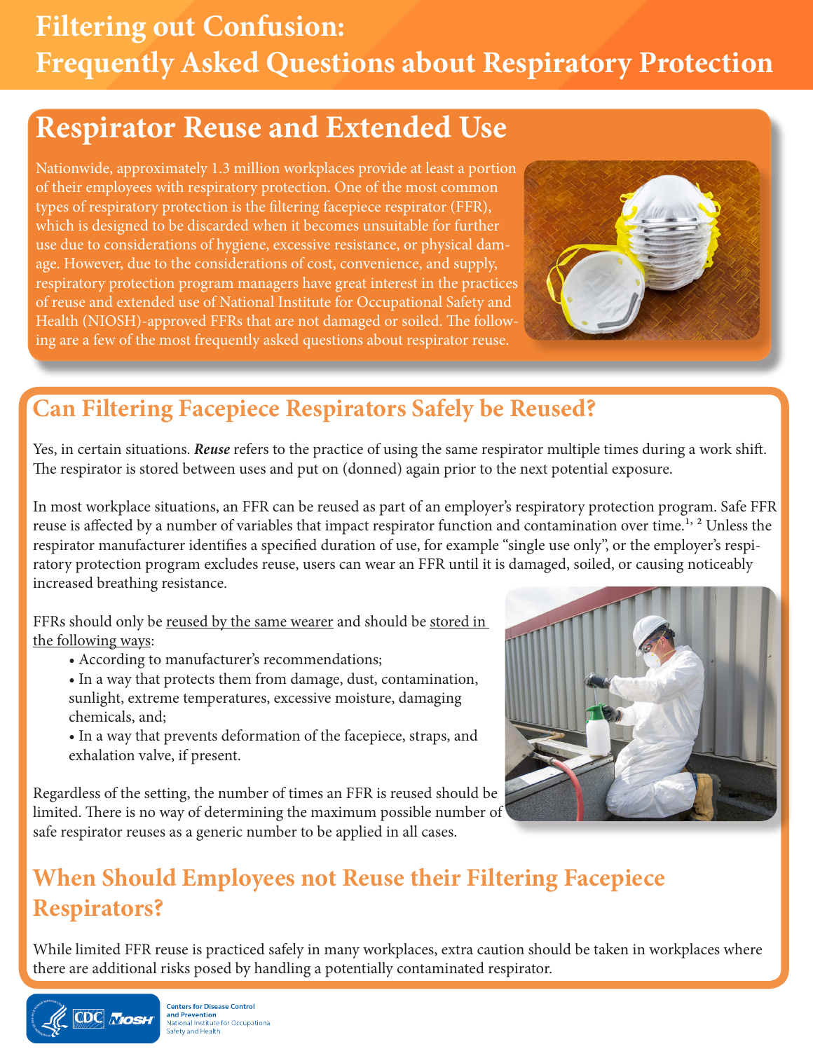# Filtering out Confusion: Frequently Asked Questions about Respiratory Protection

## Respirator Reuse and Extended Use

Nationwide, approximately 1.3 million workplaces provide at least a portion of their employees with respiratory protection. One of the most common types of respiratory protection is the filtering facepiece respirator (FFR), which is designed to be discarded when it becomes unsuitable for further use due to considerations of hygiene, excessive resistance, or physical damage. However, due to the considerations of cost, convenience, and supply, respiratory protection program managers have great interest in the practices of reuse and extended use of National Institute for Occupational Safety and Health (NIOSH)-approved FFRs that are not damaged or soiled. The following are a few of the most frequently asked questions about respirator reuse.

## Can Filtering Facepiece Respirators Safely be Reused?

Yes, in certain situations. ***Reuse*** refers to the practice of using the same respirator multiple times during a work shift. The respirator is stored between uses and put on (donned) again prior to the next potential exposure.

In most workplace situations, an FFR can be reused as part of an employer's respiratory protection program. Safe FFR reuse is affected by a number of variables that impact respirator function and contamination over time.[1, 2] Unless the respirator manufacturer identifies a specified duration of use, for example "single use only", or the employer's respiratory protection program excludes reuse, users can wear an FFR until it is damaged, soiled, or causing noticeably increased breathing resistance.

FFRs should only be <u>reused by the same wearer</u> and should be <u>stored in the following ways</u>:

- According to manufacturer's recommendations;
- In a way that protects them from damage, dust, contamination, sunlight, extreme temperatures, excessive moisture, damaging chemicals, and;
- In a way that prevents deformation of the facepiece, straps, and exhalation valve, if present.

Regardless of the setting, the number of times an FFR is reused should be limited. There is no way of determining the maximum possible number of safe respirator reuses as a generic number to be applied in all cases.

## When Should Employees not Reuse their Filtering Facepiece Respirators?

While limited FFR reuse is practiced safely in many workplaces, extra caution should be taken in workplaces where there are additional risks posed by handling a potentially contaminated respirator.

Centers for Disease Control and Prevention
National Institute for Occupational Safety and Health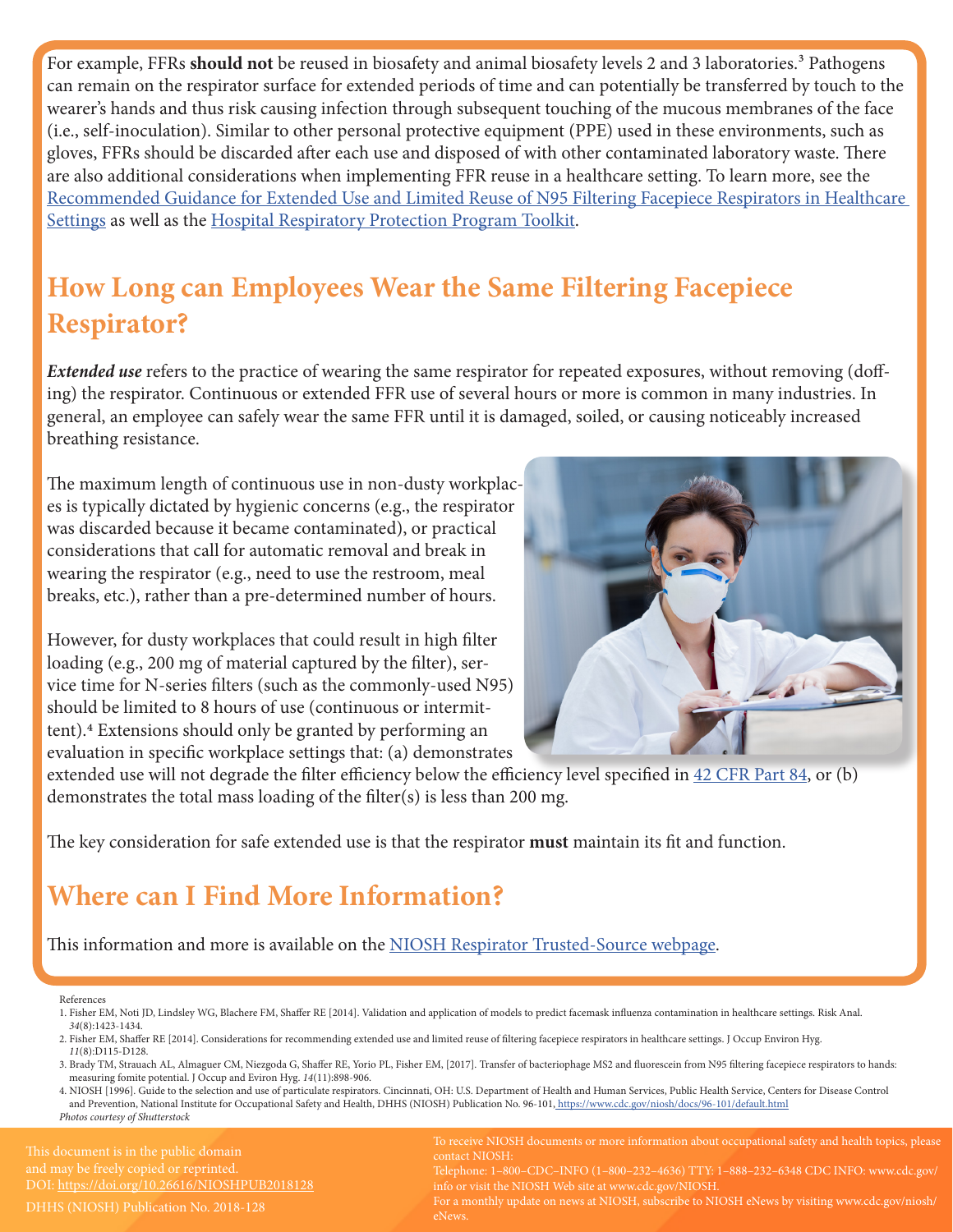For example, FFRs **should not** be reused in biosafety and animal biosafety levels 2 and 3 laboratories.[3] Pathogens can remain on the respirator surface for extended periods of time and can potentially be transferred by touch to the wearer's hands and thus risk causing infection through subsequent touching of the mucous membranes of the face (i.e., self-inoculation). Similar to other personal protective equipment (PPE) used in these environments, such as gloves, FFRs should be discarded after each use and disposed of with other contaminated laboratory waste. There are also additional considerations when implementing FFR reuse in a healthcare setting. To learn more, see the Recommended Guidance for Extended Use and Limited Reuse of N95 Filtering Facepiece Respirators in Healthcare Settings as well as the Hospital Respiratory Protection Program Toolkit.

## How Long can Employees Wear the Same Filtering Facepiece Respirator?

***Extended use*** refers to the practice of wearing the same respirator for repeated exposures, without removing (doffing) the respirator. Continuous or extended FFR use of several hours or more is common in many industries. In general, an employee can safely wear the same FFR until it is damaged, soiled, or causing noticeably increased breathing resistance.

The maximum length of continuous use in non-dusty workplaces is typically dictated by hygienic concerns (e.g., the respirator was discarded because it became contaminated), or practical considerations that call for automatic removal and break in wearing the respirator (e.g., need to use the restroom, meal breaks, etc.), rather than a pre-determined number of hours.

However, for dusty workplaces that could result in high filter loading (e.g., 200 mg of material captured by the filter), service time for N-series filters (such as the commonly-used N95) should be limited to 8 hours of use (continuous or intermittent).[4] Extensions should only be granted by performing an evaluation in specific workplace settings that: (a) demonstrates extended use will not degrade the filter efficiency below the efficiency level specified in 42 CFR Part 84, or (b) demonstrates the total mass loading of the filter(s) is less than 200 mg.

The key consideration for safe extended use is that the respirator **must** maintain its fit and function.

## Where can I Find More Information?

This information and more is available on the NIOSH Respirator Trusted-Source webpage.

References

1. Fisher EM, Noti JD, Lindsley WG, Blachere FM, Shaffer RE [2014]. Validation and application of models to predict facemask influenza contamination in healthcare settings. Risk Anal. *34*(8):1423-1434.
2. Fisher EM, Shaffer RE [2014]. Considerations for recommending extended use and limited reuse of filtering facepiece respirators in healthcare settings. J Occup Environ Hyg. *11*(8):D115-D128.
3. Brady TM, Strauach AL, Almaguer CM, Niezgoda G, Shaffer RE, Yorio PL, Fisher EM, [2017]. Transfer of bacteriophage MS2 and fluorescein from N95 filtering facepiece respirators to hands: measuring fomite potential. J Occup and Eviron Hyg. *14*(11):898-906.
4. NIOSH [1996]. Guide to the selection and use of particulate respirators. Cincinnati, OH: U.S. Department of Health and Human Services, Public Health Service, Centers for Disease Control and Prevention, National Institute for Occupational Safety and Health, DHHS (NIOSH) Publication No. 96-101, https://www.cdc.gov/niosh/docs/96-101/default.html

*Photos courtesy of Shutterstock*

This document is in the public domain and may be freely copied or reprinted.
DOI: https://doi.org/10.26616/NIOSHPUB2018128

DHHS (NIOSH) Publication No. 2018-128

To receive NIOSH documents or more information about occupational safety and health topics, please contact NIOSH:
Telephone: 1–800–CDC–INFO (1–800–232–4636) TTY: 1–888–232–6348 CDC INFO: www.cdc.gov/info or visit the NIOSH Web site at www.cdc.gov/NIOSH.
For a monthly update on news at NIOSH, subscribe to NIOSH eNews by visiting www.cdc.gov/niosh/eNews.